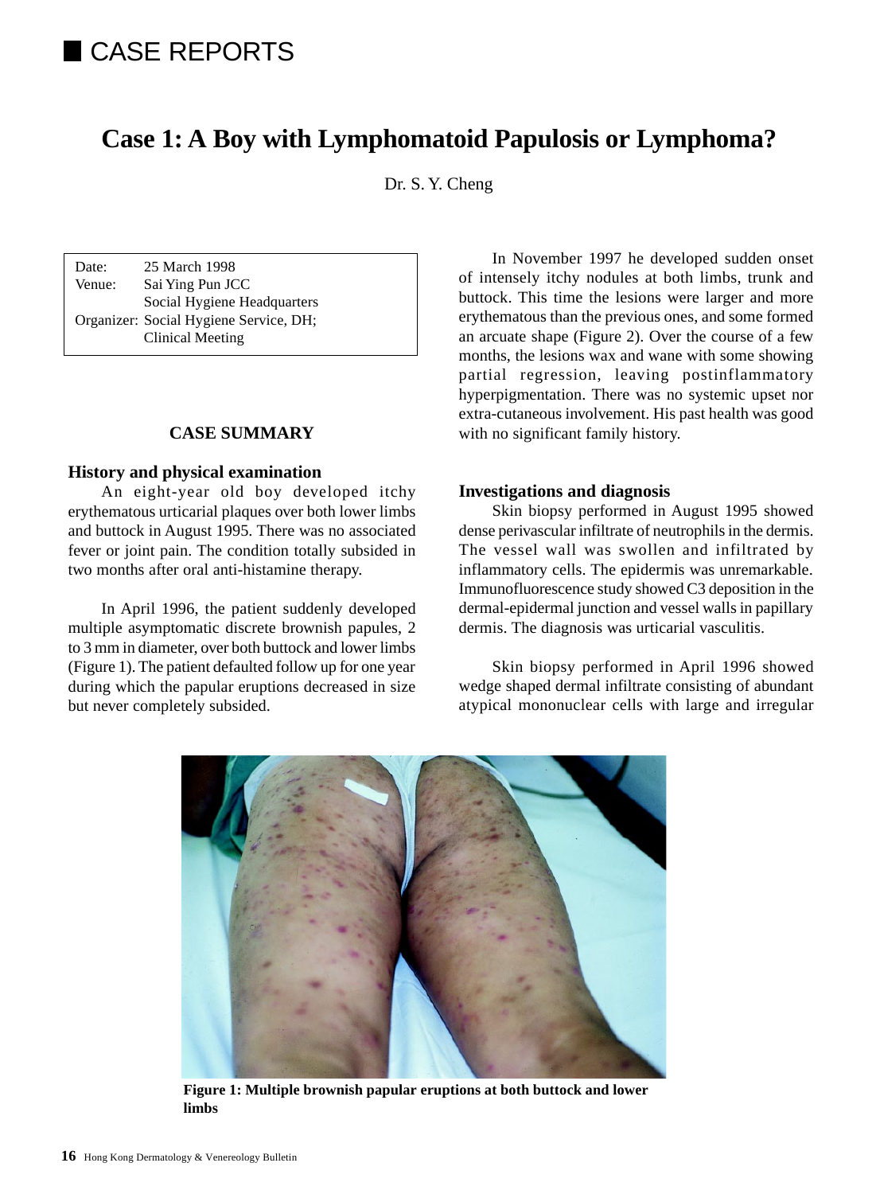# CASE REPORTS

## Case 1: A Boy with Lymphomatoid Papulosis or Lymphoma?

Dr. S. Y. Cheng

| | |
|---|---|
| Date: | 25 March 1998 |
| Venue: | Sai Ying Pun JCC<br>Social Hygiene Headquarters |
| Organizer: | Social Hygiene Service, DH;<br>Clinical Meeting |

### CASE SUMMARY

#### History and physical examination

An eight-year old boy developed itchy erythematous urticarial plaques over both lower limbs and buttock in August 1995. There was no associated fever or joint pain. The condition totally subsided in two months after oral anti-histamine therapy.

In April 1996, the patient suddenly developed multiple asymptomatic discrete brownish papules, 2 to 3 mm in diameter, over both buttock and lower limbs (Figure 1). The patient defaulted follow up for one year during which the papular eruptions decreased in size but never completely subsided.

In November 1997 he developed sudden onset of intensely itchy nodules at both limbs, trunk and buttock. This time the lesions were larger and more erythematous than the previous ones, and some formed an arcuate shape (Figure 2). Over the course of a few months, the lesions wax and wane with some showing partial regression, leaving postinflammatory hyperpigmentation. There was no systemic upset nor extra-cutaneous involvement. His past health was good with no significant family history.

#### Investigations and diagnosis

Skin biopsy performed in August 1995 showed dense perivascular infiltrate of neutrophils in the dermis. The vessel wall was swollen and infiltrated by inflammatory cells. The epidermis was unremarkable. Immunofluorescence study showed C3 deposition in the dermal-epidermal junction and vessel walls in papillary dermis. The diagnosis was urticarial vasculitis.

Skin biopsy performed in April 1996 showed wedge shaped dermal infiltrate consisting of abundant atypical mononuclear cells with large and irregular

**Figure 1: Multiple brownish papular eruptions at both buttock and lower limbs**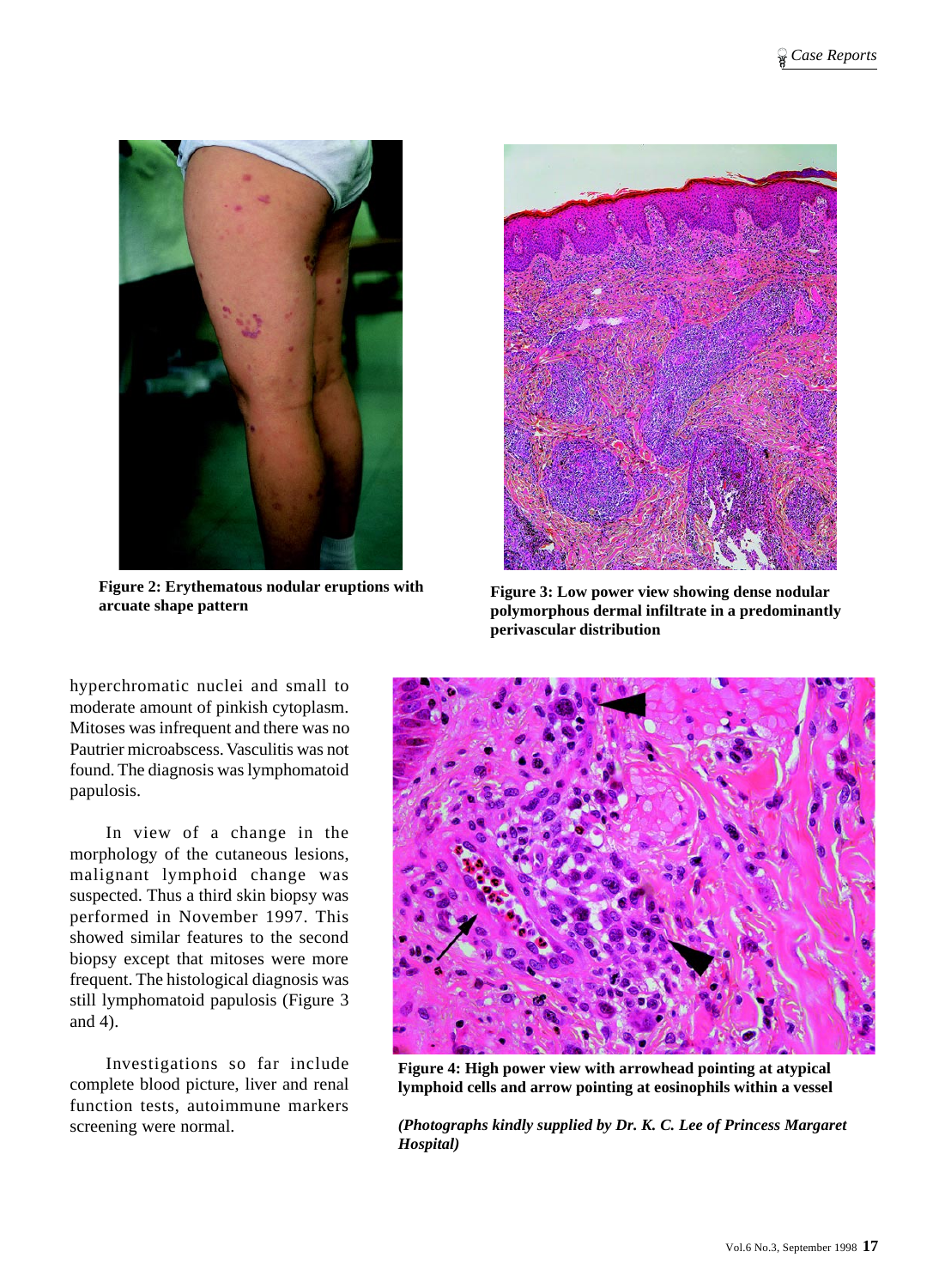Figure 2: Erythematous nodular eruptions with arcuate shape pattern

Figure 3: Low power view showing dense nodular polymorphous dermal infiltrate in a predominantly perivascular distribution

hyperchromatic nuclei and small to moderate amount of pinkish cytoplasm. Mitoses was infrequent and there was no Pautrier microabscess. Vasculitis was not found. The diagnosis was lymphomatoid papulosis.

In view of a change in the morphology of the cutaneous lesions, malignant lymphoid change was suspected. Thus a third skin biopsy was performed in November 1997. This showed similar features to the second biopsy except that mitoses were more frequent. The histological diagnosis was still lymphomatoid papulosis (Figure 3 and 4).

Investigations so far include complete blood picture, liver and renal function tests, autoimmune markers screening were normal.

Figure 4: High power view with arrowhead pointing at atypical lymphoid cells and arrow pointing at eosinophils within a vessel

*(Photographs kindly supplied by Dr. K. C. Lee of Princess Margaret Hospital)*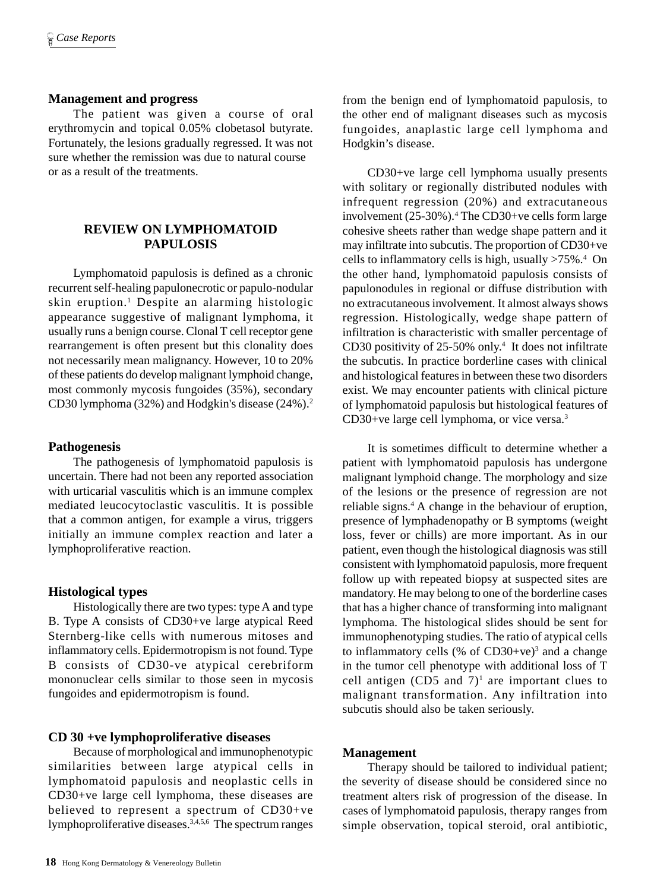### Management and progress

The patient was given a course of oral erythromycin and topical 0.05% clobetasol butyrate. Fortunately, the lesions gradually regressed. It was not sure whether the remission was due to natural course or as a result of the treatments.

## REVIEW ON LYMPHOMATOID PAPULOSIS

Lymphomatoid papulosis is defined as a chronic recurrent self-healing papulonecrotic or papulo-nodular skin eruption.[1] Despite an alarming histologic appearance suggestive of malignant lymphoma, it usually runs a benign course. Clonal T cell receptor gene rearrangement is often present but this clonality does not necessarily mean malignancy. However, 10 to 20% of these patients do develop malignant lymphoid change, most commonly mycosis fungoides (35%), secondary CD30 lymphoma (32%) and Hodgkin's disease (24%).[2]

### Pathogenesis

The pathogenesis of lymphomatoid papulosis is uncertain. There had not been any reported association with urticarial vasculitis which is an immune complex mediated leucocytoclastic vasculitis. It is possible that a common antigen, for example a virus, triggers initially an immune complex reaction and later a lymphoproliferative reaction.

### Histological types

Histologically there are two types: type A and type B. Type A consists of CD30+ve large atypical Reed Sternberg-like cells with numerous mitoses and inflammatory cells. Epidermotropism is not found. Type B consists of CD30-ve atypical cerebriform mononuclear cells similar to those seen in mycosis fungoides and epidermotropism is found.

### CD 30 +ve lymphoproliferative diseases

Because of morphological and immunophenotypic similarities between large atypical cells in lymphomatoid papulosis and neoplastic cells in CD30+ve large cell lymphoma, these diseases are believed to represent a spectrum of CD30+ve lymphoproliferative diseases.[3,4,5,6] The spectrum ranges from the benign end of lymphomatoid papulosis, to the other end of malignant diseases such as mycosis fungoides, anaplastic large cell lymphoma and Hodgkin's disease.

CD30+ve large cell lymphoma usually presents with solitary or regionally distributed nodules with infrequent regression (20%) and extracutaneous involvement (25-30%).[4] The CD30+ve cells form large cohesive sheets rather than wedge shape pattern and it may infiltrate into subcutis. The proportion of CD30+ve cells to inflammatory cells is high, usually >75%.[4] On the other hand, lymphomatoid papulosis consists of papulonodules in regional or diffuse distribution with no extracutaneous involvement. It almost always shows regression. Histologically, wedge shape pattern of infiltration is characteristic with smaller percentage of CD30 positivity of 25-50% only.[4] It does not infiltrate the subcutis. In practice borderline cases with clinical and histological features in between these two disorders exist. We may encounter patients with clinical picture of lymphomatoid papulosis but histological features of CD30+ve large cell lymphoma, or vice versa.[3]

It is sometimes difficult to determine whether a patient with lymphomatoid papulosis has undergone malignant lymphoid change. The morphology and size of the lesions or the presence of regression are not reliable signs.[4] A change in the behaviour of eruption, presence of lymphadenopathy or B symptoms (weight loss, fever or chills) are more important. As in our patient, even though the histological diagnosis was still consistent with lymphomatoid papulosis, more frequent follow up with repeated biopsy at suspected sites are mandatory. He may belong to one of the borderline cases that has a higher chance of transforming into malignant lymphoma. The histological slides should be sent for immunophenotyping studies. The ratio of atypical cells to inflammatory cells (% of CD30+ve)[3] and a change in the tumor cell phenotype with additional loss of T cell antigen (CD5 and 7)[1] are important clues to malignant transformation. Any infiltration into subcutis should also be taken seriously.

### Management

Therapy should be tailored to individual patient; the severity of disease should be considered since no treatment alters risk of progression of the disease. In cases of lymphomatoid papulosis, therapy ranges from simple observation, topical steroid, oral antibiotic,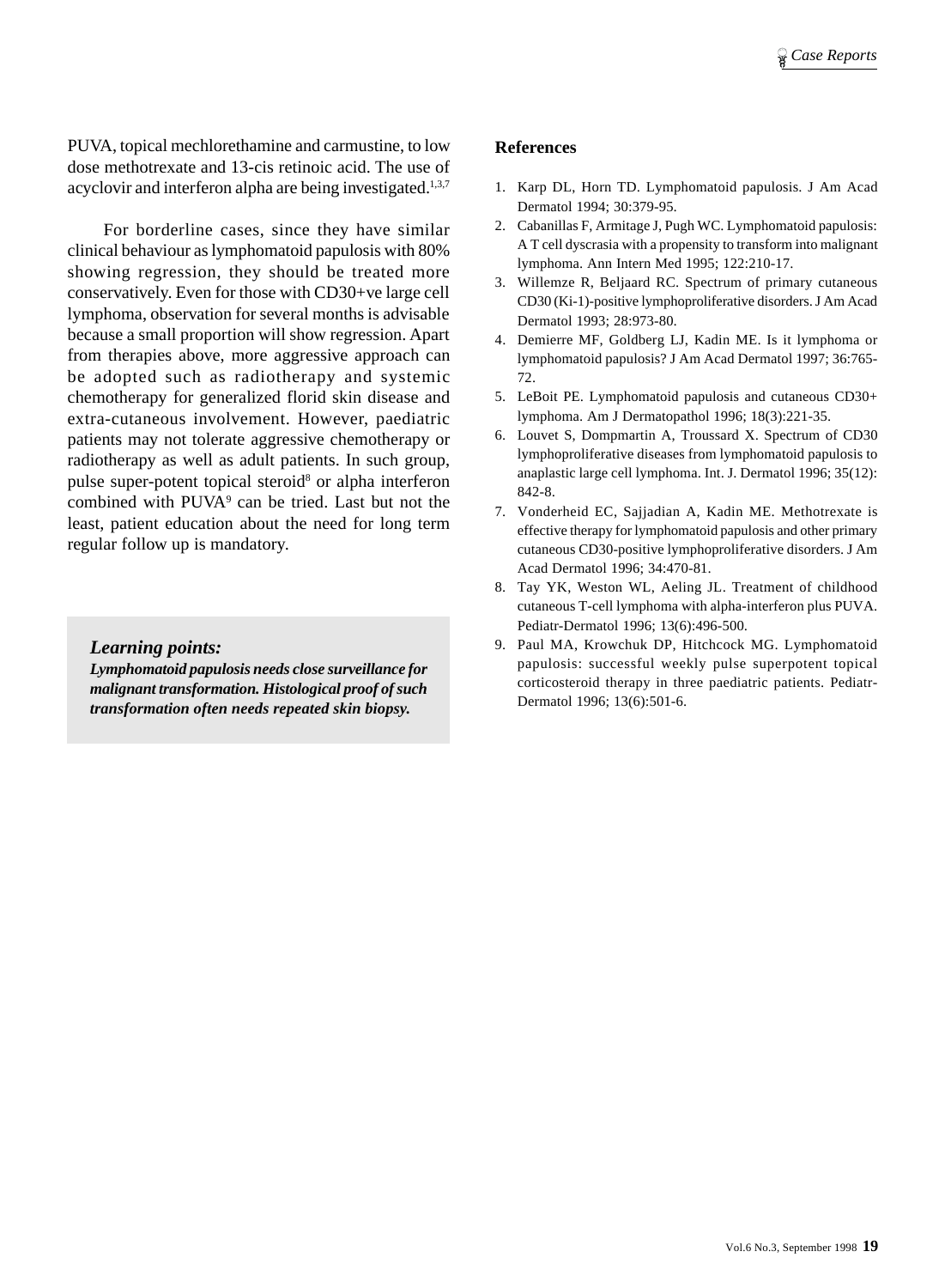PUVA, topical mechlorethamine and carmustine, to low dose methotrexate and 13-cis retinoic acid. The use of acyclovir and interferon alpha are being investigated.[1,3,7]

For borderline cases, since they have similar clinical behaviour as lymphomatoid papulosis with 80% showing regression, they should be treated more conservatively. Even for those with CD30+ve large cell lymphoma, observation for several months is advisable because a small proportion will show regression. Apart from therapies above, more aggressive approach can be adopted such as radiotherapy and systemic chemotherapy for generalized florid skin disease and extra-cutaneous involvement. However, paediatric patients may not tolerate aggressive chemotherapy or radiotherapy as well as adult patients. In such group, pulse super-potent topical steroid[8] or alpha interferon combined with PUVA[9] can be tried. Last but not the least, patient education about the need for long term regular follow up is mandatory.

> ***Learning points:***
>
> ***Lymphomatoid papulosis needs close surveillance for malignant transformation. Histological proof of such transformation often needs repeated skin biopsy.***

## References

1. Karp DL, Horn TD. Lymphomatoid papulosis. J Am Acad Dermatol 1994; 30:379-95.
2. Cabanillas F, Armitage J, Pugh WC. Lymphomatoid papulosis: A T cell dyscrasia with a propensity to transform into malignant lymphoma. Ann Intern Med 1995; 122:210-17.
3. Willemze R, Beljaard RC. Spectrum of primary cutaneous CD30 (Ki-1)-positive lymphoproliferative disorders. J Am Acad Dermatol 1993; 28:973-80.
4. Demierre MF, Goldberg LJ, Kadin ME. Is it lymphoma or lymphomatoid papulosis? J Am Acad Dermatol 1997; 36:765-72.
5. LeBoit PE. Lymphomatoid papulosis and cutaneous CD30+ lymphoma. Am J Dermatopathol 1996; 18(3):221-35.
6. Louvet S, Dompmartin A, Troussard X. Spectrum of CD30 lymphoproliferative diseases from lymphomatoid papulosis to anaplastic large cell lymphoma. Int. J. Dermatol 1996; 35(12): 842-8.
7. Vonderheid EC, Sajjadian A, Kadin ME. Methotrexate is effective therapy for lymphomatoid papulosis and other primary cutaneous CD30-positive lymphoproliferative disorders. J Am Acad Dermatol 1996; 34:470-81.
8. Tay YK, Weston WL, Aeling JL. Treatment of childhood cutaneous T-cell lymphoma with alpha-interferon plus PUVA. Pediatr-Dermatol 1996; 13(6):496-500.
9. Paul MA, Krowchuk DP, Hitchcock MG. Lymphomatoid papulosis: successful weekly pulse superpotent topical corticosteroid therapy in three paediatric patients. Pediatr-Dermatol 1996; 13(6):501-6.